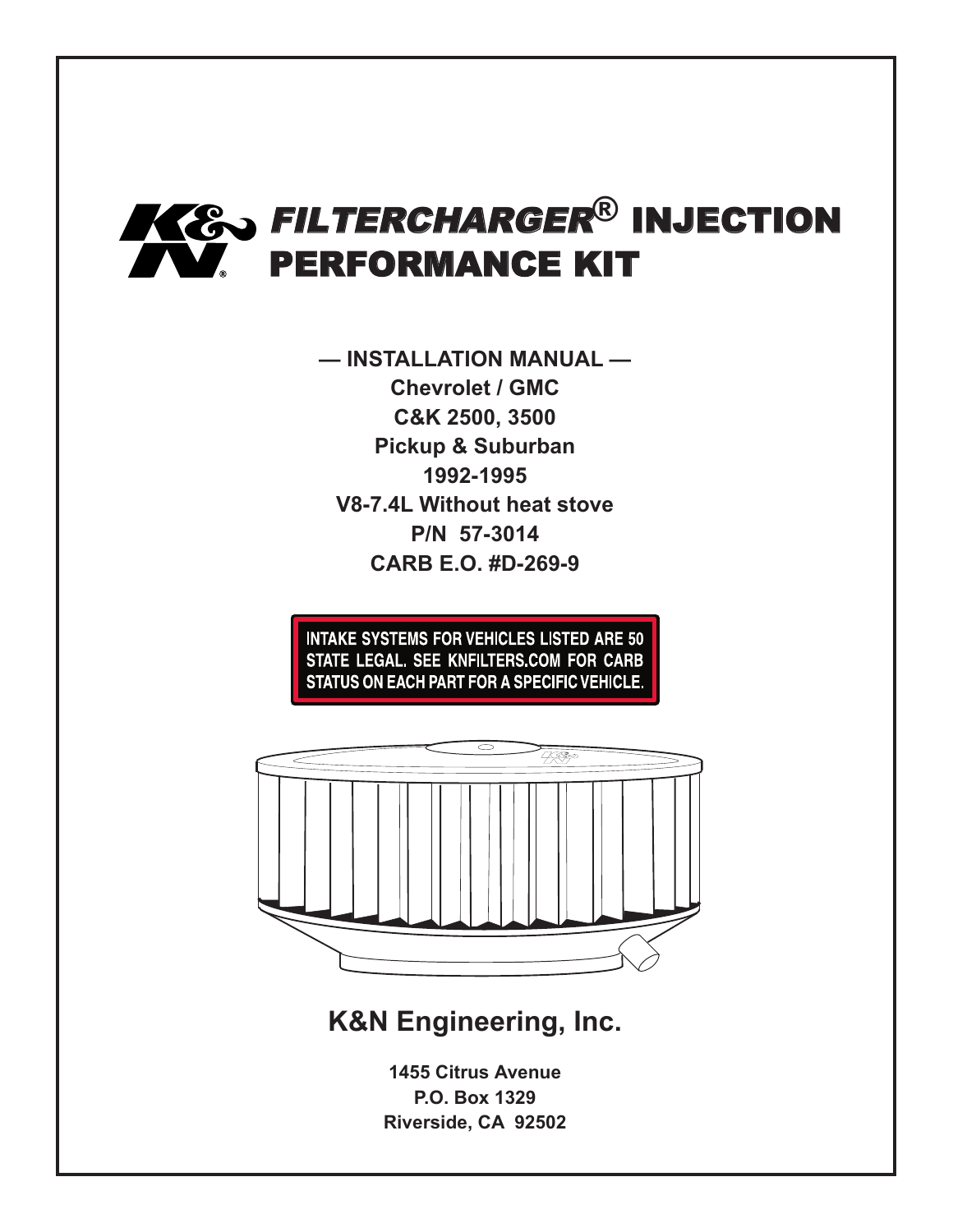# K&N FILTERCHARGER® INJECTION PERFORMANCE KIT

**— INSTALLATION MANUAL —**

**Chevrolet / GMC**

**C&K 2500, 3500**

**Pickup & Suburban**

**1992-1995**

**V8-7.4L Without heat stove**

**P/N 57-3014**

**CARB E.O. #D-269-9**

**INTAKE SYSTEMS FOR VEHICLES LISTED ARE 50 STATE LEGAL. SEE KNFILTERS.COM FOR CARB STATUS ON EACH PART FOR A SPECIFIC VEHICLE.**

## K&N Engineering, Inc.

**1455 Citrus Avenue**

**P.O. Box 1329**

**Riverside, CA 92502**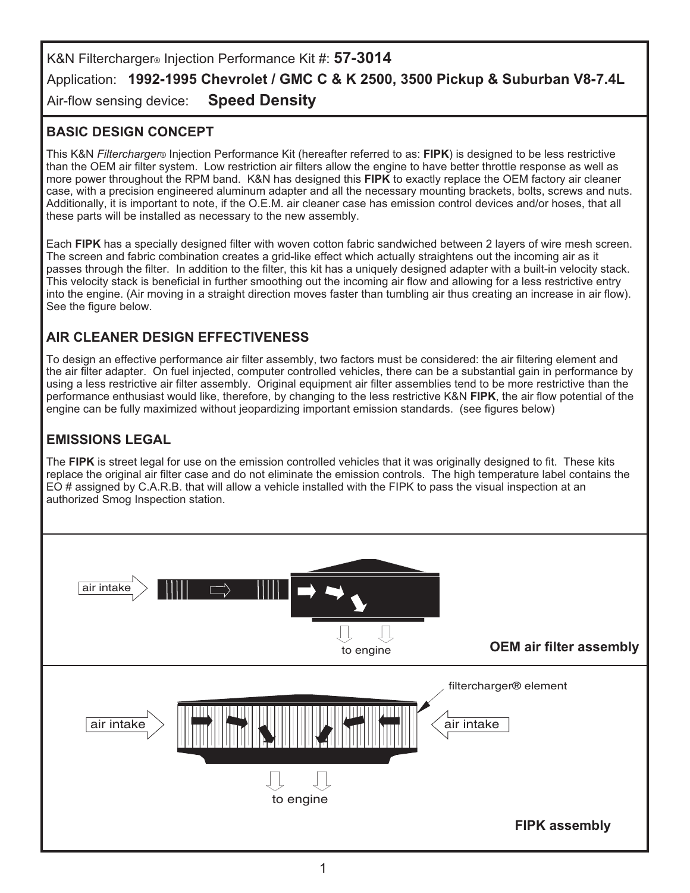K&N Filtercharger® Injection Performance Kit #: **57-3014**

Application: **1992-1995 Chevrolet / GMC C & K 2500, 3500 Pickup & Suburban V8-7.4L**

Air-flow sensing device: **Speed Density**

## BASIC DESIGN CONCEPT

This K&N *Filtercharger®* Injection Performance Kit (hereafter referred to as: **FIPK**) is designed to be less restrictive than the OEM air filter system. Low restriction air filters allow the engine to have better throttle response as well as more power throughout the RPM band. K&N has designed this **FIPK** to exactly replace the OEM factory air cleaner case, with a precision engineered aluminum adapter and all the necessary mounting brackets, bolts, screws and nuts. Additionally, it is important to note, if the O.E.M. air cleaner case has emission control devices and/or hoses, that all these parts will be installed as necessary to the new assembly.

Each **FIPK** has a specially designed filter with woven cotton fabric sandwiched between 2 layers of wire mesh screen. The screen and fabric combination creates a grid-like effect which actually straightens out the incoming air as it passes through the filter. In addition to the filter, this kit has a uniquely designed adapter with a built-in velocity stack. This velocity stack is beneficial in further smoothing out the incoming air flow and allowing for a less restrictive entry into the engine. (Air moving in a straight direction moves faster than tumbling air thus creating an increase in air flow). See the figure below.

## AIR CLEANER DESIGN EFFECTIVENESS

To design an effective performance air filter assembly, two factors must be considered: the air filtering element and the air filter adapter. On fuel injected, computer controlled vehicles, there can be a substantial gain in performance by using a less restrictive air filter assembly. Original equipment air filter assemblies tend to be more restrictive than the performance enthusiast would like, therefore, by changing to the less restrictive K&N **FIPK**, the air flow potential of the engine can be fully maximized without jeopardizing important emission standards. (see figures below)

## EMISSIONS LEGAL

The **FIPK** is street legal for use on the emission controlled vehicles that it was originally designed to fit. These kits replace the original air filter case and do not eliminate the emission controls. The high temperature label contains the EO # assigned by C.A.R.B. that will allow a vehicle installed with the FIPK to pass the visual inspection at an authorized Smog Inspection station.

air intake

to engine

**OEM air filter assembly**

filtercharger® element

air intake

air intake

to engine

**FIPK assembly**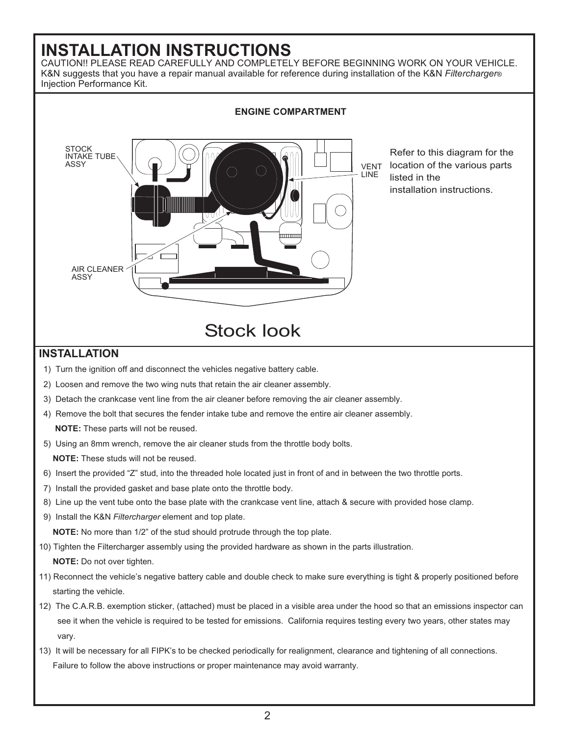# INSTALLATION INSTRUCTIONS

CAUTION!! PLEASE READ CAREFULLY AND COMPLETELY BEFORE BEGINNING WORK ON YOUR VEHICLE. K&N suggests that you have a repair manual available for reference during installation of the K&N *Filtercharger*® Injection Performance Kit.

**ENGINE COMPARTMENT**

STOCK INTAKE TUBE ASSY

VENT LINE

AIR CLEANER ASSY

Refer to this diagram for the location of the various parts listed in the installation instructions.

Stock look

## INSTALLATION

1) Turn the ignition off and disconnect the vehicles negative battery cable.
2) Loosen and remove the two wing nuts that retain the air cleaner assembly.
3) Detach the crankcase vent line from the air cleaner before removing the air cleaner assembly.
4) Remove the bolt that secures the fender intake tube and remove the entire air cleaner assembly.

   **NOTE:** These parts will not be reused.
5) Using an 8mm wrench, remove the air cleaner studs from the throttle body bolts.

   **NOTE:** These studs will not be reused.
6) Insert the provided "Z" stud, into the threaded hole located just in front of and in between the two throttle ports.
7) Install the provided gasket and base plate onto the throttle body.
8) Line up the vent tube onto the base plate with the crankcase vent line, attach & secure with provided hose clamp.
9) Install the K&N *Filtercharger* element and top plate.

   **NOTE:** No more than 1/2" of the stud should protrude through the top plate.
10) Tighten the Filtercharger assembly using the provided hardware as shown in the parts illustration.

    **NOTE:** Do not over tighten.
11) Reconnect the vehicle's negative battery cable and double check to make sure everything is tight & properly positioned before starting the vehicle.
12) The C.A.R.B. exemption sticker, (attached) must be placed in a visible area under the hood so that an emissions inspector can see it when the vehicle is required to be tested for emissions. California requires testing every two years, other states may vary.
13) It will be necessary for all FIPK's to be checked periodically for realignment, clearance and tightening of all connections.

    Failure to follow the above instructions or proper maintenance may avoid warranty.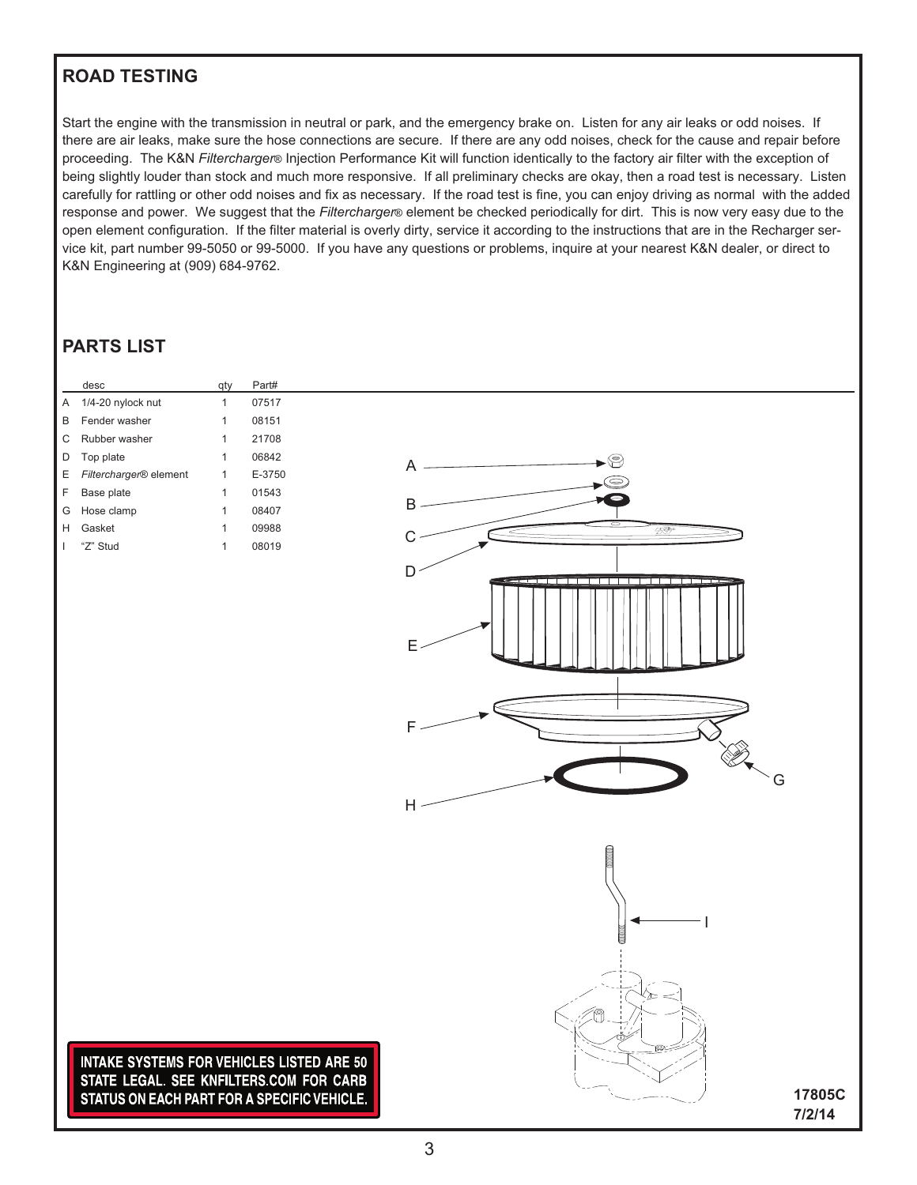## ROAD TESTING

Start the engine with the transmission in neutral or park, and the emergency brake on. Listen for any air leaks or odd noises. If there are air leaks, make sure the hose connections are secure. If there are any odd noises, check for the cause and repair before proceeding. The K&N *Filtercharger®* Injection Performance Kit will function identically to the factory air filter with the exception of being slightly louder than stock and much more responsive. If all preliminary checks are okay, then a road test is necessary. Listen carefully for rattling or other odd noises and fix as necessary. If the road test is fine, you can enjoy driving as normal with the added response and power. We suggest that the *Filtercharger®* element be checked periodically for dirt. This is now very easy due to the open element configuration. If the filter material is overly dirty, service it according to the instructions that are in the Recharger service kit, part number 99-5050 or 99-5000. If you have any questions or problems, inquire at your nearest K&N dealer, or direct to K&N Engineering at (909) 684-9762.

## PARTS LIST

| | desc | qty | Part# |
|---|---|---|---|
| A | 1/4-20 nylock nut | 1 | 07517 |
| B | Fender washer | 1 | 08151 |
| C | Rubber washer | 1 | 21708 |
| D | Top plate | 1 | 06842 |
| E | *Filtercharger®* element | 1 | E-3750 |
| F | Base plate | 1 | 01543 |
| G | Hose clamp | 1 | 08407 |
| H | Gasket | 1 | 09988 |
| I | "Z" Stud | 1 | 08019 |

A
B
C
D
E
F
G
H
I

**INTAKE SYSTEMS FOR VEHICLES LISTED ARE 50 STATE LEGAL. SEE KNFILTERS.COM FOR CARB STATUS ON EACH PART FOR A SPECIFIC VEHICLE.**

**17805C**
**7/2/14**